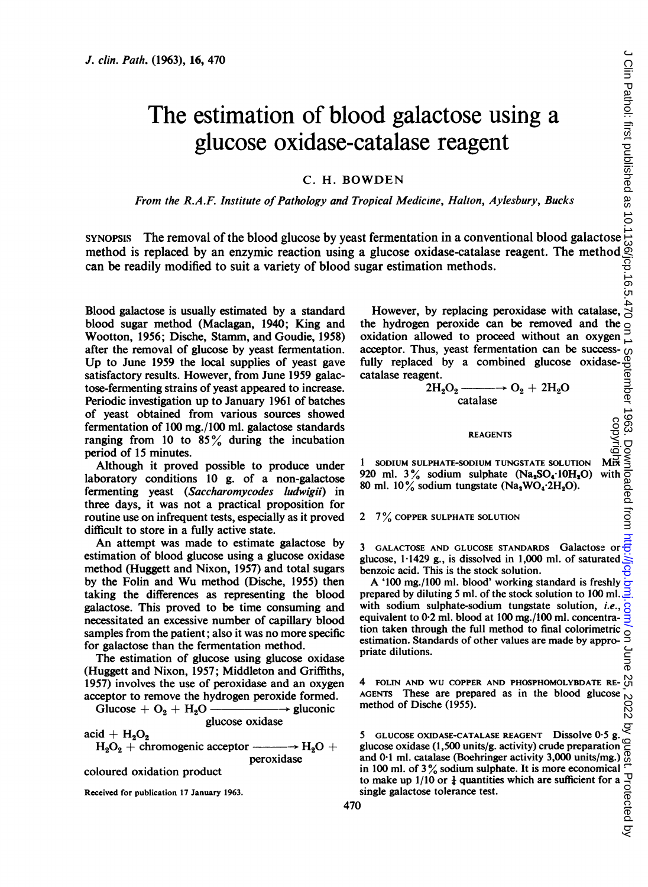# The estimation of blood galactose using a glucose oxidase-catalase reagent

C. H. BOWDEN

*From the R.A.F. Institute of Pathology and Tropical Medicine, Halton, Aylesbury, Bucks*

SYNOPSIS The removal of the blood glucose by yeast fermentation in a conventional blood galactose method is replaced by an enzymic reaction using a glucose oxidase-catalase reagent. The method can be readily modified to suit a variety of blood sugar estimation methods.

Blood galactose is usually estimated by a standard blood sugar method (Maclagan, 1940; King and Wootton, 1956; Dische, Stamm, and Goudie, 1958) after the removal of glucose by yeast fermentation. Up to June 1959 the local supplies of yeast gave satisfactory results. However, from June 1959 galactose-fermenting strains of yeast appeared to increase. Periodic investigation up to January 1961 of batches of yeast obtained from various sources showed fermentation of 100 mg./100 ml. galactose standards ranging from 10 to 85% during the incubation period of 15 minutes.

Although it proved possible to produce under laboratory conditions 10 g. of a non-galactose fermenting yeast (*Saccharomycodes ludwigii*) in three days, it was not a practical proposition for routine use on infrequent tests, especially as it proved difficult to store in a fully active state.

An attempt was made to estimate galactose by estimation of blood glucose using a glucose oxidase method (Huggett and Nixon, 1957) and total sugars by the Folin and Wu method (Dische, 1955) then taking the differences as representing the blood galactose. This proved to be time consuming and necessitated an excessive number of capillary blood samples from the patient; also it was no more specific for galactose than the fermentation method.

The estimation of glucose using glucose oxidase (Huggett and Nixon, 1957; Middleton and Griffiths, 1957) involves the use of peroxidase and an oxygen acceptor to remove the hydrogen peroxide formed.

$$\text{Glucose} + O_2 + H_2O \xrightarrow[\text{glucose oxidase}]{} \text{gluconic acid} + H_2O_2$$

$$H_2O_2 + \text{chromogenic acceptor} \xrightarrow[\text{peroxidase}]{} H_2O + \text{coloured oxidation product}$$

However, by replacing peroxidase with catalase, the hydrogen peroxide can be removed and the oxidation allowed to proceed without an oxygen acceptor. Thus, yeast fermentation can be successfully replaced by a combined glucose oxidase-catalase reagent.

$$2H_2O_2 \xrightarrow[\text{catalase}]{} O_2 + 2H_2O$$

## REAGENTS

1 SODIUM SULPHATE-SODIUM TUNGSTATE SOLUTION Mix 920 ml. 3% sodium sulphate ($Na_2SO_4 \cdot 10H_2O$) with 80 ml. 10% sodium tungstate ($Na_2WO_4 \cdot 2H_2O$).

2 7% COPPER SULPHATE SOLUTION

3 GALACTOSE AND GLUCOSE STANDARDS Galactose or glucose, 1·1429 g., is dissolved in 1,000 ml. of saturated benzoic acid. This is the stock solution.

A '100 mg./100 ml. blood' working standard is freshly prepared by diluting 5 ml. of the stock solution to 100 ml. with sodium sulphate-sodium tungstate solution, *i.e.*, equivalent to 0·2 ml. blood at 100 mg./100 ml. concentration taken through the full method to final colorimetric estimation. Standards of other values are made by appropriate dilutions.

4 FOLIN AND WU COPPER AND PHOSPHOMOLYBDATE REAGENTS These are prepared as in the blood glucose method of Dische (1955).

5 GLUCOSE OXIDASE-CATALASE REAGENT Dissolve 0·5 g. glucose oxidase (1,500 units/g. activity) crude preparation and 0·1 ml. catalase (Boehringer activity 3,000 units/mg.) in 100 ml. of 3% sodium sulphate. It is more economical to make up 1/10 or ¼ quantities which are sufficient for a single galactose tolerance test.

Received for publication 17 January 1963.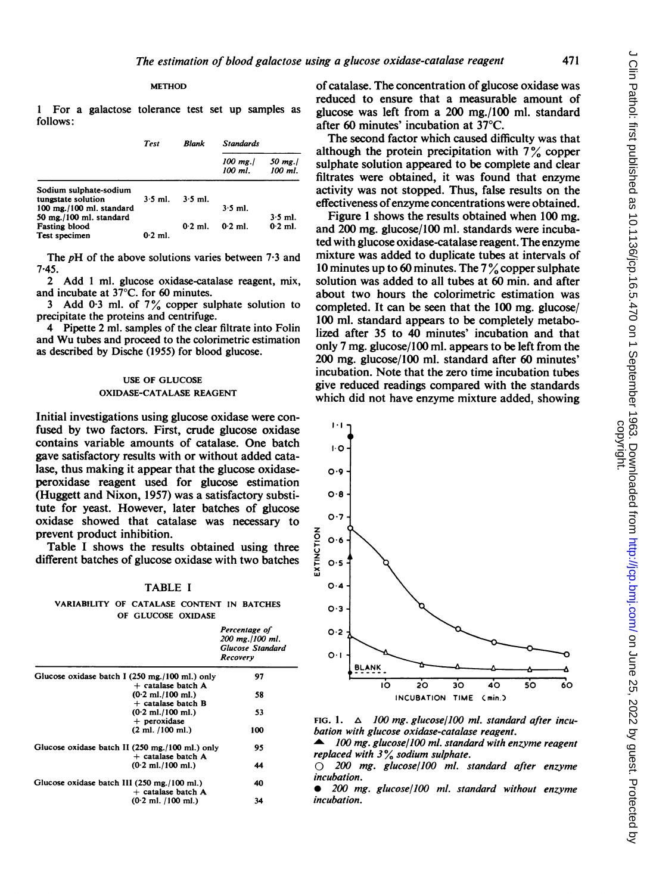METHOD

1 For a galactose tolerance test set up samples as follows:

| | Test | Blank | Standards | |
|---|---|---|---|---|
| | | | 100 mg./100 ml. | 50 mg./100 ml. |
| Sodium sulphate-sodium tungstate solution | 3·5 ml. | 3·5 ml. | | |
| 100 mg./100 ml. standard | | | 3·5 ml. | |
| 50 mg./100 ml. standard | | | | 3·5 ml. |
| Fasting blood | | 0·2 ml. | 0·2 ml. | 0·2 ml. |
| Test specimen | 0·2 ml. | | | |

The pH of the above solutions varies between 7·3 and 7·45.

2 Add 1 ml. glucose oxidase-catalase reagent, mix, and incubate at 37°C. for 60 minutes.

3 Add 0·3 ml. of 7% copper sulphate solution to precipitate the proteins and centrifuge.

4 Pipette 2 ml. samples of the clear filtrate into Folin and Wu tubes and proceed to the colorimetric estimation as described by Dische (1955) for blood glucose.

## USE OF GLUCOSE OXIDASE-CATALASE REAGENT

Initial investigations using glucose oxidase were confused by two factors. First, crude glucose oxidase contains variable amounts of catalase. One batch gave satisfactory results with or without added catalase, thus making it appear that the glucose oxidase-peroxidase reagent used for glucose estimation (Huggett and Nixon, 1957) was a satisfactory substitute for yeast. However, later batches of glucose oxidase showed that catalase was necessary to prevent product inhibition.

Table I shows the results obtained using three different batches of glucose oxidase with two batches of catalase. The concentration of glucose oxidase was reduced to ensure that a measurable amount of glucose was left from a 200 mg./100 ml. standard after 60 minutes' incubation at 37°C.

TABLE I

VARIABILITY OF CATALASE CONTENT IN BATCHES OF GLUCOSE OXIDASE

| | Percentage of 200 mg./100 ml. Glucose Standard Recovery |
|---|---|
| Glucose oxidase batch I (250 mg./100 ml.) only | 97 |
| + catalase batch A (0·2 ml./100 ml.) | 58 |
| + catalase batch B (0·2 ml./100 ml.) | 53 |
| + peroxidase (2 ml. /100 ml.) | 100 |
| Glucose oxidase batch II (250 mg./100 ml.) only | 95 |
| + catalase batch A (0·2 ml./100 ml.) | 44 |
| Glucose oxidase batch III (250 mg./100 ml.) | 40 |
| + catalase batch A (0·2 ml. /100 ml.) | 34 |

The second factor which caused difficulty was that although the protein precipitation with 7% copper sulphate solution appeared to be complete and clear filtrates were obtained, it was found that enzyme activity was not stopped. Thus, false results on the effectiveness of enzyme concentrations were obtained.

Figure 1 shows the results obtained when 100 mg. and 200 mg. glucose/100 ml. standards were incubated with glucose oxidase-catalase reagent. The enzyme mixture was added to duplicate tubes at intervals of 10 minutes up to 60 minutes. The 7% copper sulphate solution was added to all tubes at 60 min. and after about two hours the colorimetric estimation was completed. It can be seen that the 100 mg. glucose/100 ml. standard appears to be completely metabolized after 35 to 40 minutes' incubation and that only 7 mg. glucose/100 ml. appears to be left from the 200 mg. glucose/100 ml. standard after 60 minutes' incubation. Note that the zero time incubation tubes give reduced readings compared with the standards which did not have enzyme mixture added, showing

FIG. 1. △ *100 mg. glucose/100 ml. standard after incubation with glucose oxidase-catalase reagent.*
▲ *100 mg. glucose/100 ml. standard with enzyme reagent replaced with 3% sodium sulphate.*
○ *200 mg. glucose/100 ml. standard after enzyme incubation.*
● *200 mg. glucose/100 ml. standard without enzyme incubation.*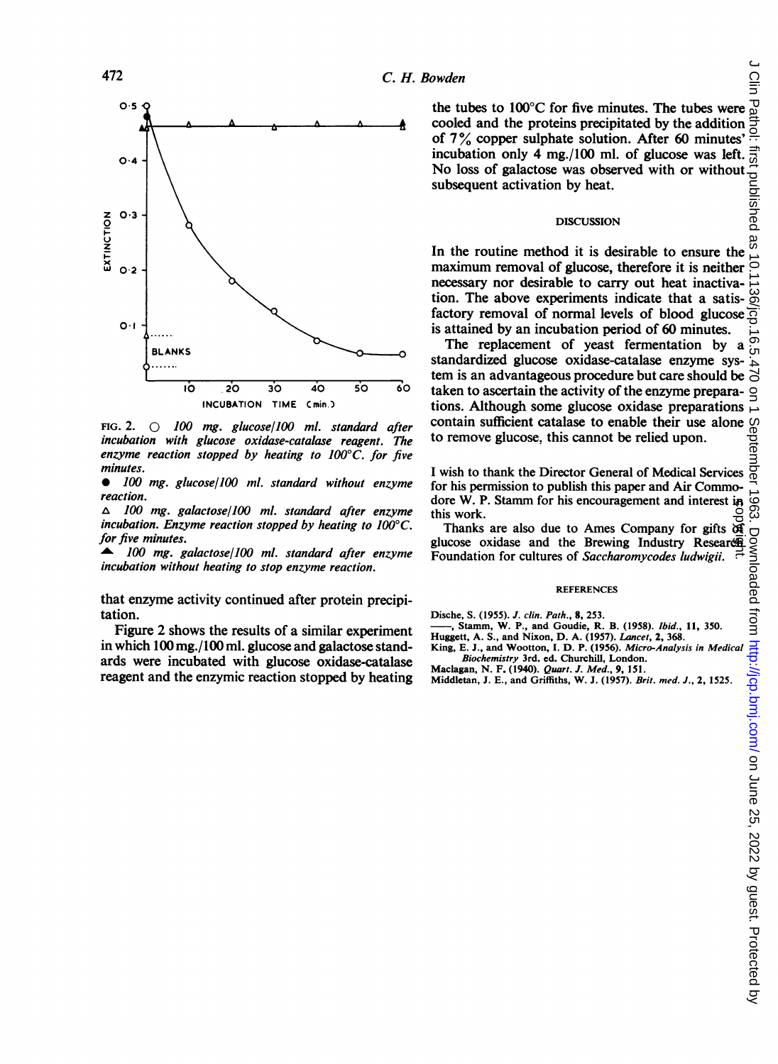0·5

0·4

0·3

0·2

0·1

EXTINCTION

BLANKS

10 20 30 40 50 60

INCUBATION TIME (min.)

FIG. 2. ○ *100 mg. glucose/100 ml. standard after incubation with glucose oxidase-catalase reagent. The enzyme reaction stopped by heating to 100°C. for five minutes.*

● *100 mg. glucose/100 ml. standard without enzyme reaction.*

△ *100 mg. galactose/100 ml. standard after enzyme incubation. Enzyme reaction stopped by heating to 100°C. for five minutes.*

▲ *100 mg. galactose/100 ml. standard after enzyme incubation without heating to stop enzyme reaction.*

that enzyme activity continued after protein precipitation.

Figure 2 shows the results of a similar experiment in which 100 mg./100 ml. glucose and galactose standards were incubated with glucose oxidase-catalase reagent and the enzymic reaction stopped by heating the tubes to 100°C for five minutes. The tubes were cooled and the proteins precipitated by the addition of 7% copper sulphate solution. After 60 minutes' incubation only 4 mg./100 ml. of glucose was left. No loss of galactose was observed with or without subsequent activation by heat.

## DISCUSSION

In the routine method it is desirable to ensure the maximum removal of glucose, therefore it is neither necessary nor desirable to carry out heat inactivation. The above experiments indicate that a satisfactory removal of normal levels of blood glucose is attained by an incubation period of 60 minutes.

The replacement of yeast fermentation by a standardized glucose oxidase-catalase enzyme system is an advantageous procedure but care should be taken to ascertain the activity of the enzyme preparations. Although some glucose oxidase preparations contain sufficient catalase to enable their use alone to remove glucose, this cannot be relied upon.

I wish to thank the Director General of Medical Services for his permission to publish this paper and Air Commodore W. P. Stamm for his encouragement and interest in this work.

Thanks are also due to Ames Company for gifts of glucose oxidase and the Brewing Industry Research Foundation for cultures of *Saccharomycodes ludwigii*.

## REFERENCES

Dische, S. (1955). *J. clin. Path.*, **8**, 253.
——, Stamm, W. P., and Goudie, R. B. (1958). *Ibid.*, **11**, 350.
Huggett, A. S., and Nixon, D. A. (1957). *Lancet*, **2**, 368.
King, E. J., and Wootton, I. D. P. (1956). *Micro-Analysis in Medical Biochemistry* 3rd. ed. Churchill, London.
Maclagan, N. F. (1940). *Quart. J. Med.*, **9**, 151.
Middletan, J. E., and Griffiths, W. J. (1957). *Brit. med. J.*, **2**, 1525.